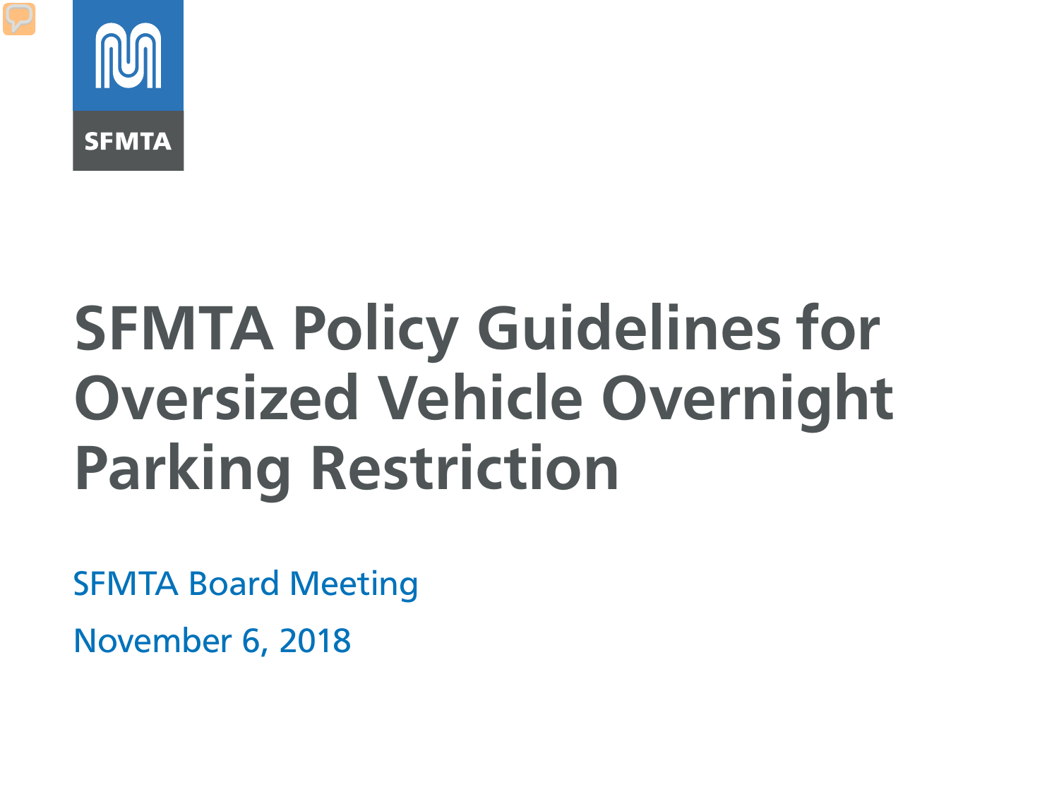SFMTA

# SFMTA Policy Guidelines for Oversized Vehicle Overnight Parking Restriction

SFMTA Board Meeting

November 6, 2018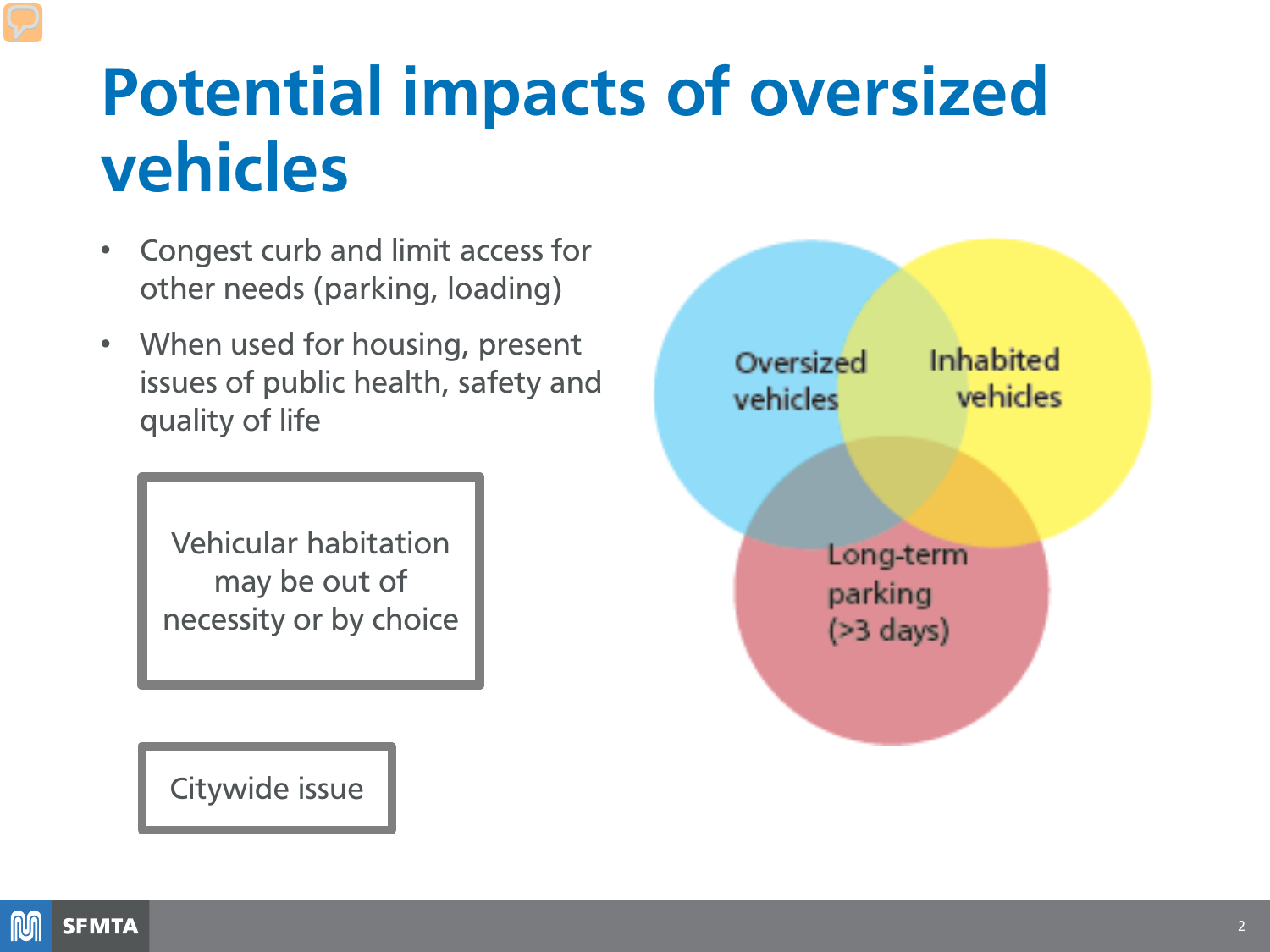# Potential impacts of oversized vehicles

- Congest curb and limit access for other needs (parking, loading)
- When used for housing, present issues of public health, safety and quality of life

Vehicular habitation may be out of necessity or by choice

Citywide issue

Oversized vehicles

Inhabited vehicles

Long-term parking (>3 days)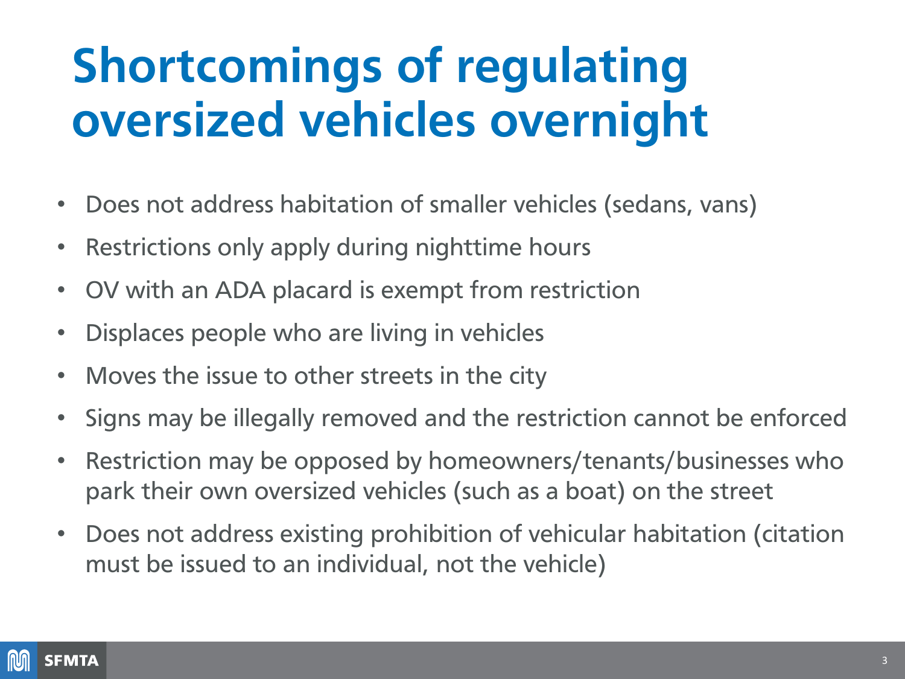# Shortcomings of regulating oversized vehicles overnight

- Does not address habitation of smaller vehicles (sedans, vans)
- Restrictions only apply during nighttime hours
- OV with an ADA placard is exempt from restriction
- Displaces people who are living in vehicles
- Moves the issue to other streets in the city
- Signs may be illegally removed and the restriction cannot be enforced
- Restriction may be opposed by homeowners/tenants/businesses who park their own oversized vehicles (such as a boat) on the street
- Does not address existing prohibition of vehicular habitation (citation must be issued to an individual, not the vehicle)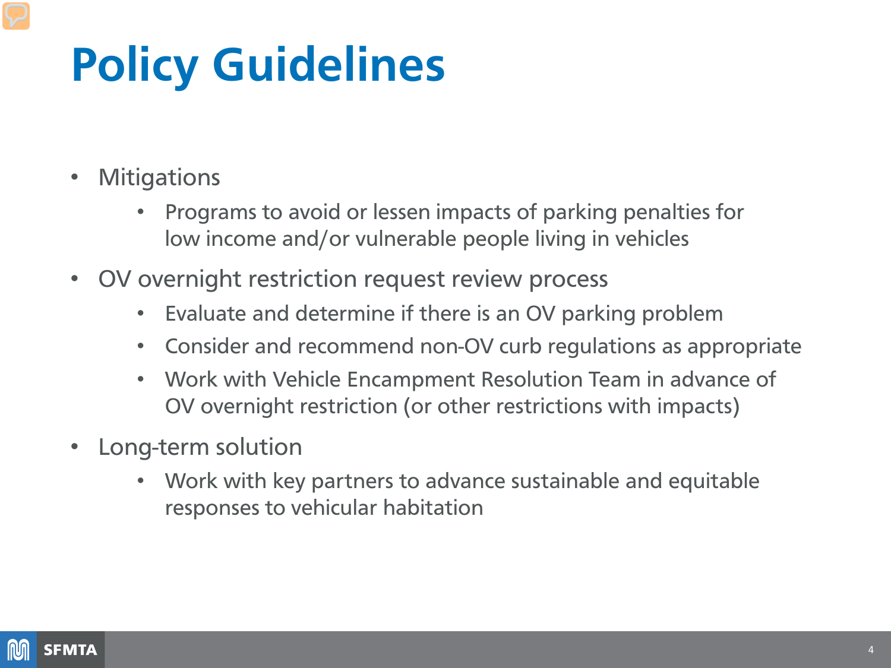# Policy Guidelines

- Mitigations
  - Programs to avoid or lessen impacts of parking penalties for low income and/or vulnerable people living in vehicles
- OV overnight restriction request review process
  - Evaluate and determine if there is an OV parking problem
  - Consider and recommend non-OV curb regulations as appropriate
  - Work with Vehicle Encampment Resolution Team in advance of OV overnight restriction (or other restrictions with impacts)
- Long-term solution
  - Work with key partners to advance sustainable and equitable responses to vehicular habitation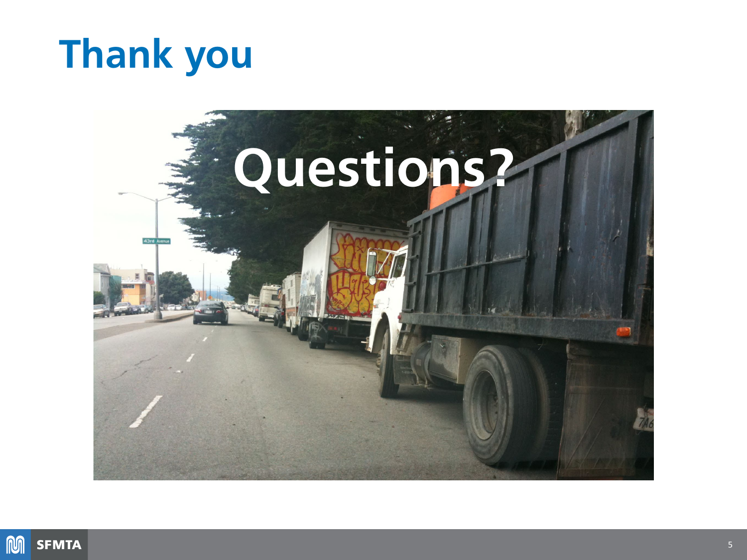# Thank you

Questions?